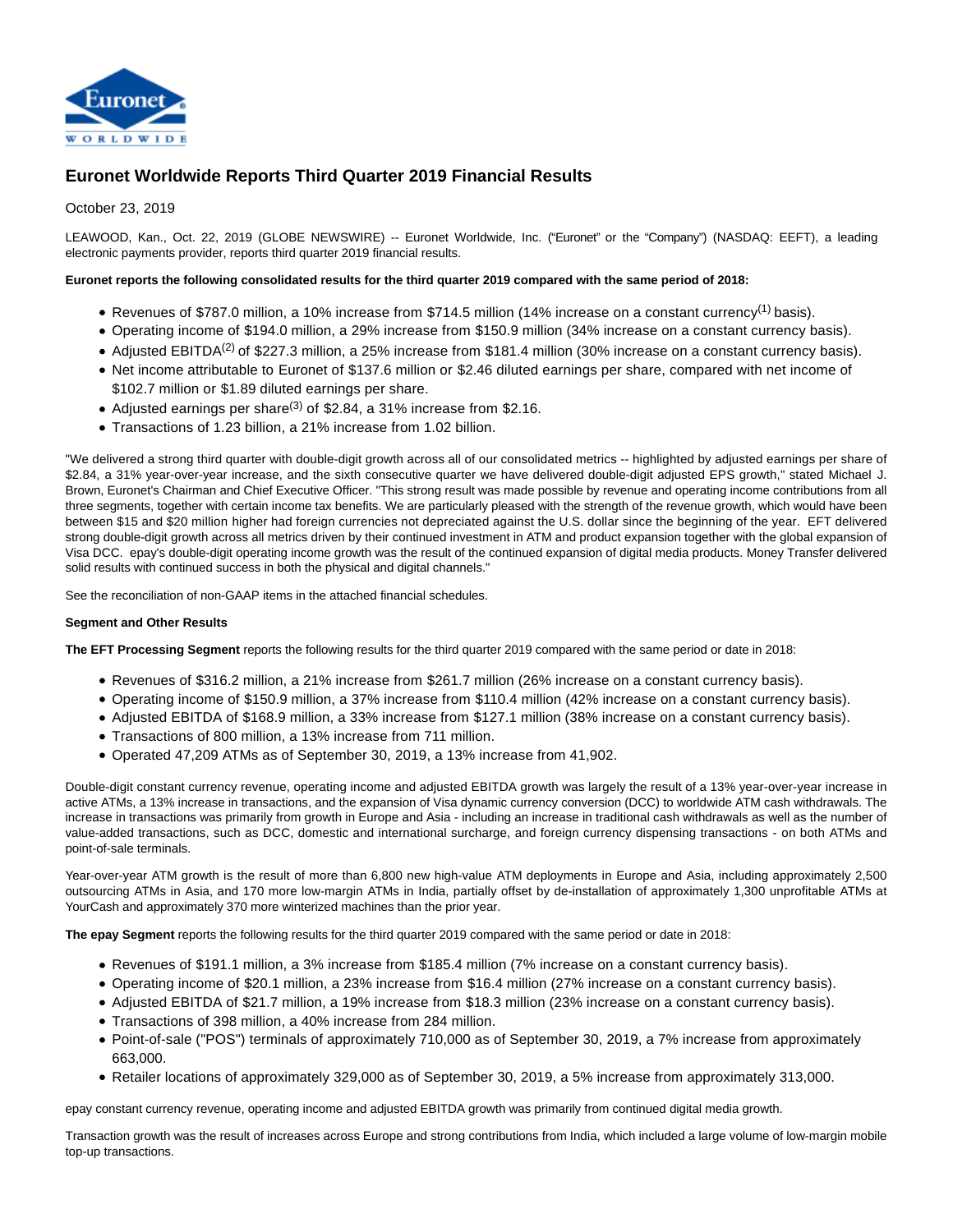# Euronet Worldwide Reports Third Quarter 2019 Financial Results

October 23, 2019

LEAWOOD, Kan., Oct. 22, 2019 (GLOBE NEWSWIRE) -- Euronet Worldwide, Inc. ("Euronet" or the "Company") (NASDAQ: EEFT), a leading electronic payments provider, reports third quarter 2019 financial results.

**Euronet reports the following consolidated results for the third quarter 2019 compared with the same period of 2018:**

- Revenues of $787.0 million, a 10% increase from $714.5 million (14% increase on a constant currency[1] basis).
- Operating income of $194.0 million, a 29% increase from $150.9 million (34% increase on a constant currency basis).
- Adjusted EBITDA[2] of $227.3 million, a 25% increase from $181.4 million (30% increase on a constant currency basis).
- Net income attributable to Euronet of $137.6 million or $2.46 diluted earnings per share, compared with net income of $102.7 million or $1.89 diluted earnings per share.
- Adjusted earnings per share[3] of $2.84, a 31% increase from $2.16.
- Transactions of 1.23 billion, a 21% increase from 1.02 billion.

"We delivered a strong third quarter with double-digit growth across all of our consolidated metrics -- highlighted by adjusted earnings per share of $2.84, a 31% year-over-year increase, and the sixth consecutive quarter we have delivered double-digit adjusted EPS growth," stated Michael J. Brown, Euronet's Chairman and Chief Executive Officer. "This strong result was made possible by revenue and operating income contributions from all three segments, together with certain income tax benefits. We are particularly pleased with the strength of the revenue growth, which would have been between $15 and $20 million higher had foreign currencies not depreciated against the U.S. dollar since the beginning of the year. EFT delivered strong double-digit growth across all metrics driven by their continued investment in ATM and product expansion together with the global expansion of Visa DCC. epay's double-digit operating income growth was the result of the continued expansion of digital media products. Money Transfer delivered solid results with continued success in both the physical and digital channels."

See the reconciliation of non-GAAP items in the attached financial schedules.

**Segment and Other Results**

**The EFT Processing Segment** reports the following results for the third quarter 2019 compared with the same period or date in 2018:

- Revenues of $316.2 million, a 21% increase from $261.7 million (26% increase on a constant currency basis).
- Operating income of $150.9 million, a 37% increase from $110.4 million (42% increase on a constant currency basis).
- Adjusted EBITDA of $168.9 million, a 33% increase from $127.1 million (38% increase on a constant currency basis).
- Transactions of 800 million, a 13% increase from 711 million.
- Operated 47,209 ATMs as of September 30, 2019, a 13% increase from 41,902.

Double-digit constant currency revenue, operating income and adjusted EBITDA growth was largely the result of a 13% year-over-year increase in active ATMs, a 13% increase in transactions, and the expansion of Visa dynamic currency conversion (DCC) to worldwide ATM cash withdrawals. The increase in transactions was primarily from growth in Europe and Asia - including an increase in traditional cash withdrawals as well as the number of value-added transactions, such as DCC, domestic and international surcharge, and foreign currency dispensing transactions - on both ATMs and point-of-sale terminals.

Year-over-year ATM growth is the result of more than 6,800 new high-value ATM deployments in Europe and Asia, including approximately 2,500 outsourcing ATMs in Asia, and 170 more low-margin ATMs in India, partially offset by de-installation of approximately 1,300 unprofitable ATMs at YourCash and approximately 370 more winterized machines than the prior year.

**The epay Segment** reports the following results for the third quarter 2019 compared with the same period or date in 2018:

- Revenues of $191.1 million, a 3% increase from $185.4 million (7% increase on a constant currency basis).
- Operating income of $20.1 million, a 23% increase from $16.4 million (27% increase on a constant currency basis).
- Adjusted EBITDA of $21.7 million, a 19% increase from $18.3 million (23% increase on a constant currency basis).
- Transactions of 398 million, a 40% increase from 284 million.
- Point-of-sale ("POS") terminals of approximately 710,000 as of September 30, 2019, a 7% increase from approximately 663,000.
- Retailer locations of approximately 329,000 as of September 30, 2019, a 5% increase from approximately 313,000.

epay constant currency revenue, operating income and adjusted EBITDA growth was primarily from continued digital media growth.

Transaction growth was the result of increases across Europe and strong contributions from India, which included a large volume of low-margin mobile top-up transactions.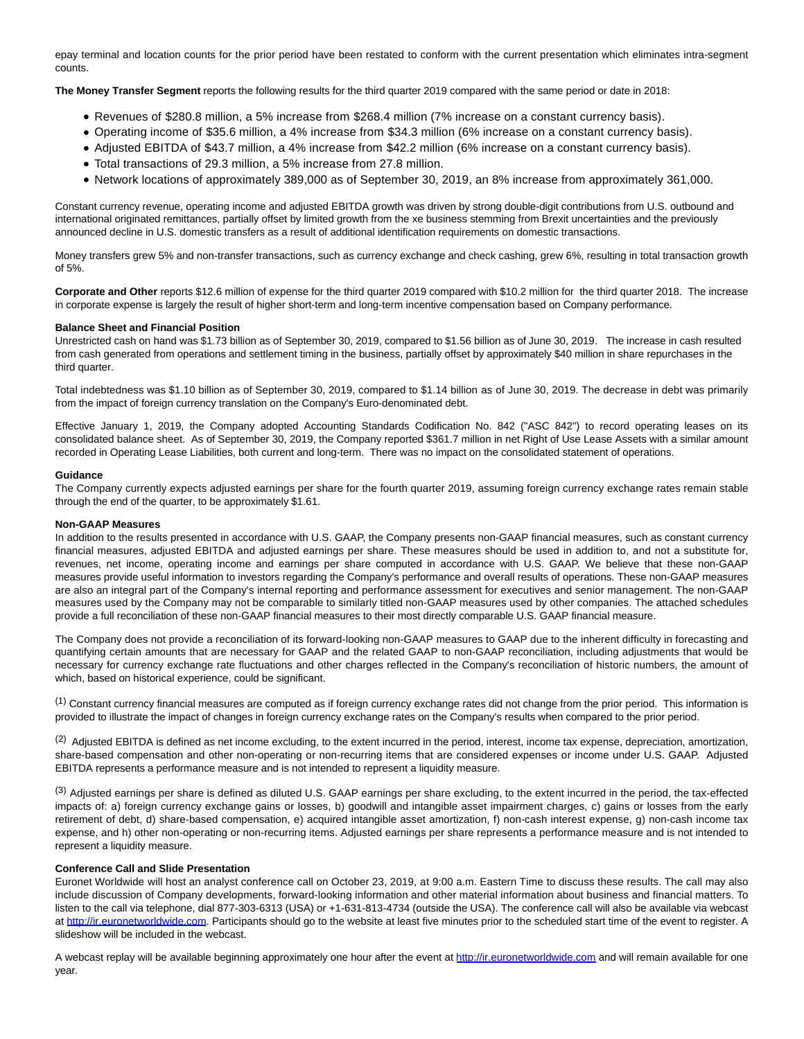epay terminal and location counts for the prior period have been restated to conform with the current presentation which eliminates intra-segment counts.

**The Money Transfer Segment** reports the following results for the third quarter 2019 compared with the same period or date in 2018:

- Revenues of $280.8 million, a 5% increase from $268.4 million (7% increase on a constant currency basis).
- Operating income of $35.6 million, a 4% increase from $34.3 million (6% increase on a constant currency basis).
- Adjusted EBITDA of $43.7 million, a 4% increase from $42.2 million (6% increase on a constant currency basis).
- Total transactions of 29.3 million, a 5% increase from 27.8 million.
- Network locations of approximately 389,000 as of September 30, 2019, an 8% increase from approximately 361,000.

Constant currency revenue, operating income and adjusted EBITDA growth was driven by strong double-digit contributions from U.S. outbound and international originated remittances, partially offset by limited growth from the xe business stemming from Brexit uncertainties and the previously announced decline in U.S. domestic transfers as a result of additional identification requirements on domestic transactions.

Money transfers grew 5% and non-transfer transactions, such as currency exchange and check cashing, grew 6%, resulting in total transaction growth of 5%.

**Corporate and Other** reports $12.6 million of expense for the third quarter 2019 compared with $10.2 million for the third quarter 2018. The increase in corporate expense is largely the result of higher short-term and long-term incentive compensation based on Company performance.

**Balance Sheet and Financial Position**

Unrestricted cash on hand was $1.73 billion as of September 30, 2019, compared to $1.56 billion as of June 30, 2019. The increase in cash resulted from cash generated from operations and settlement timing in the business, partially offset by approximately $40 million in share repurchases in the third quarter.

Total indebtedness was $1.10 billion as of September 30, 2019, compared to $1.14 billion as of June 30, 2019. The decrease in debt was primarily from the impact of foreign currency translation on the Company's Euro-denominated debt.

Effective January 1, 2019, the Company adopted Accounting Standards Codification No. 842 ("ASC 842") to record operating leases on its consolidated balance sheet. As of September 30, 2019, the Company reported $361.7 million in net Right of Use Lease Assets with a similar amount recorded in Operating Lease Liabilities, both current and long-term. There was no impact on the consolidated statement of operations.

**Guidance**

The Company currently expects adjusted earnings per share for the fourth quarter 2019, assuming foreign currency exchange rates remain stable through the end of the quarter, to be approximately $1.61.

**Non-GAAP Measures**

In addition to the results presented in accordance with U.S. GAAP, the Company presents non-GAAP financial measures, such as constant currency financial measures, adjusted EBITDA and adjusted earnings per share. These measures should be used in addition to, and not a substitute for, revenues, net income, operating income and earnings per share computed in accordance with U.S. GAAP. We believe that these non-GAAP measures provide useful information to investors regarding the Company's performance and overall results of operations. These non-GAAP measures are also an integral part of the Company's internal reporting and performance assessment for executives and senior management. The non-GAAP measures used by the Company may not be comparable to similarly titled non-GAAP measures used by other companies. The attached schedules provide a full reconciliation of these non-GAAP financial measures to their most directly comparable U.S. GAAP financial measure.

The Company does not provide a reconciliation of its forward-looking non-GAAP measures to GAAP due to the inherent difficulty in forecasting and quantifying certain amounts that are necessary for GAAP and the related GAAP to non-GAAP reconciliation, including adjustments that would be necessary for currency exchange rate fluctuations and other charges reflected in the Company's reconciliation of historic numbers, the amount of which, based on historical experience, could be significant.

(1) Constant currency financial measures are computed as if foreign currency exchange rates did not change from the prior period. This information is provided to illustrate the impact of changes in foreign currency exchange rates on the Company's results when compared to the prior period.

(2) Adjusted EBITDA is defined as net income excluding, to the extent incurred in the period, interest, income tax expense, depreciation, amortization, share-based compensation and other non-operating or non-recurring items that are considered expenses or income under U.S. GAAP. Adjusted EBITDA represents a performance measure and is not intended to represent a liquidity measure.

(3) Adjusted earnings per share is defined as diluted U.S. GAAP earnings per share excluding, to the extent incurred in the period, the tax-effected impacts of: a) foreign currency exchange gains or losses, b) goodwill and intangible asset impairment charges, c) gains or losses from the early retirement of debt, d) share-based compensation, e) acquired intangible asset amortization, f) non-cash interest expense, g) non-cash income tax expense, and h) other non-operating or non-recurring items. Adjusted earnings per share represents a performance measure and is not intended to represent a liquidity measure.

**Conference Call and Slide Presentation**

Euronet Worldwide will host an analyst conference call on October 23, 2019, at 9:00 a.m. Eastern Time to discuss these results. The call may also include discussion of Company developments, forward-looking information and other material information about business and financial matters. To listen to the call via telephone, dial 877-303-6313 (USA) or +1-631-813-4734 (outside the USA). The conference call will also be available via webcast at http://ir.euronetworldwide.com. Participants should go to the website at least five minutes prior to the scheduled start time of the event to register. A slideshow will be included in the webcast.

A webcast replay will be available beginning approximately one hour after the event at http://ir.euronetworldwide.com and will remain available for one year.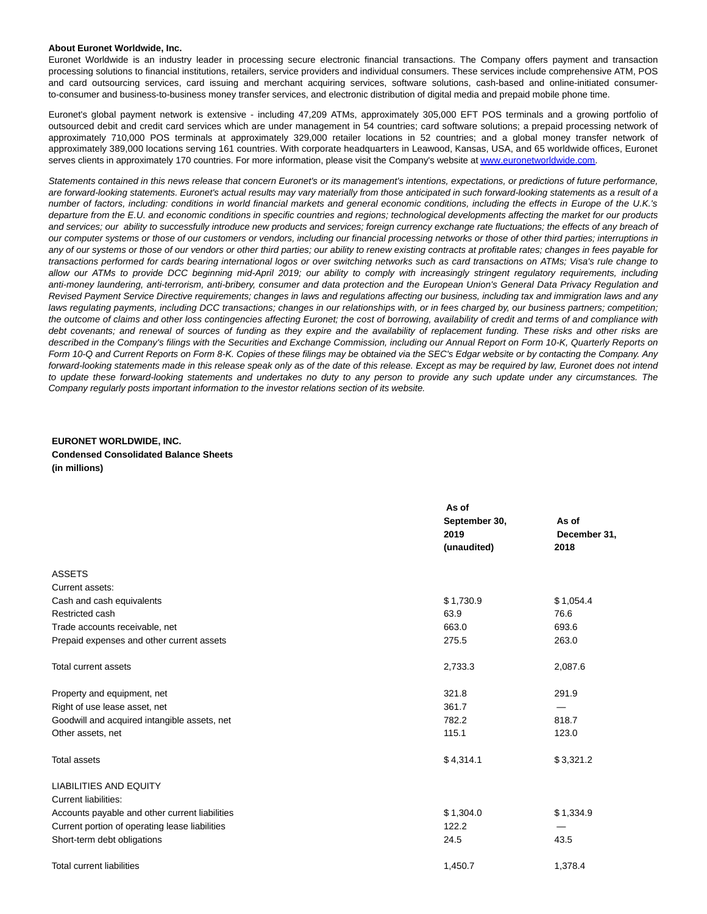**About Euronet Worldwide, Inc.**

Euronet Worldwide is an industry leader in processing secure electronic financial transactions. The Company offers payment and transaction processing solutions to financial institutions, retailers, service providers and individual consumers. These services include comprehensive ATM, POS and card outsourcing services, card issuing and merchant acquiring services, software solutions, cash-based and online-initiated consumer-to-consumer and business-to-business money transfer services, and electronic distribution of digital media and prepaid mobile phone time.

Euronet's global payment network is extensive - including 47,209 ATMs, approximately 305,000 EFT POS terminals and a growing portfolio of outsourced debit and credit card services which are under management in 54 countries; card software solutions; a prepaid processing network of approximately 710,000 POS terminals at approximately 329,000 retailer locations in 52 countries; and a global money transfer network of approximately 389,000 locations serving 161 countries. With corporate headquarters in Leawood, Kansas, USA, and 65 worldwide offices, Euronet serves clients in approximately 170 countries. For more information, please visit the Company's website at www.euronetworldwide.com.

*Statements contained in this news release that concern Euronet's or its management's intentions, expectations, or predictions of future performance, are forward-looking statements. Euronet's actual results may vary materially from those anticipated in such forward-looking statements as a result of a number of factors, including: conditions in world financial markets and general economic conditions, including the effects in Europe of the U.K.'s departure from the E.U. and economic conditions in specific countries and regions; technological developments affecting the market for our products and services; our ability to successfully introduce new products and services; foreign currency exchange rate fluctuations; the effects of any breach of our computer systems or those of our customers or vendors, including our financial processing networks or those of other third parties; interruptions in any of our systems or those of our vendors or other third parties; our ability to renew existing contracts at profitable rates; changes in fees payable for transactions performed for cards bearing international logos or over switching networks such as card transactions on ATMs; Visa's rule change to allow our ATMs to provide DCC beginning mid-April 2019; our ability to comply with increasingly stringent regulatory requirements, including anti-money laundering, anti-terrorism, anti-bribery, consumer and data protection and the European Union's General Data Privacy Regulation and Revised Payment Service Directive requirements; changes in laws and regulations affecting our business, including tax and immigration laws and any laws regulating payments, including DCC transactions; changes in our relationships with, or in fees charged by, our business partners; competition; the outcome of claims and other loss contingencies affecting Euronet; the cost of borrowing, availability of credit and terms of and compliance with debt covenants; and renewal of sources of funding as they expire and the availability of replacement funding. These risks and other risks are described in the Company's filings with the Securities and Exchange Commission, including our Annual Report on Form 10-K, Quarterly Reports on Form 10-Q and Current Reports on Form 8-K. Copies of these filings may be obtained via the SEC's Edgar website or by contacting the Company. Any forward-looking statements made in this release speak only as of the date of this release. Except as may be required by law, Euronet does not intend to update these forward-looking statements and undertakes no duty to any person to provide any such update under any circumstances. The Company regularly posts important information to the investor relations section of its website.*

**EURONET WORLDWIDE, INC.**
**Condensed Consolidated Balance Sheets**
**(in millions)**

| | As of September 30, 2019 (unaudited) | As of December 31, 2018 |
|---|---|---|
| ASSETS | | |
| Current assets: | | |
| Cash and cash equivalents | $ 1,730.9 | $ 1,054.4 |
| Restricted cash | 63.9 | 76.6 |
| Trade accounts receivable, net | 663.0 | 693.6 |
| Prepaid expenses and other current assets | 275.5 | 263.0 |
| Total current assets | 2,733.3 | 2,087.6 |
| Property and equipment, net | 321.8 | 291.9 |
| Right of use lease asset, net | 361.7 | — |
| Goodwill and acquired intangible assets, net | 782.2 | 818.7 |
| Other assets, net | 115.1 | 123.0 |
| Total assets | $ 4,314.1 | $ 3,321.2 |
| LIABILITIES AND EQUITY | | |
| Current liabilities: | | |
| Accounts payable and other current liabilities | $ 1,304.0 | $ 1,334.9 |
| Current portion of operating lease liabilities | 122.2 | — |
| Short-term debt obligations | 24.5 | 43.5 |
| Total current liabilities | 1,450.7 | 1,378.4 |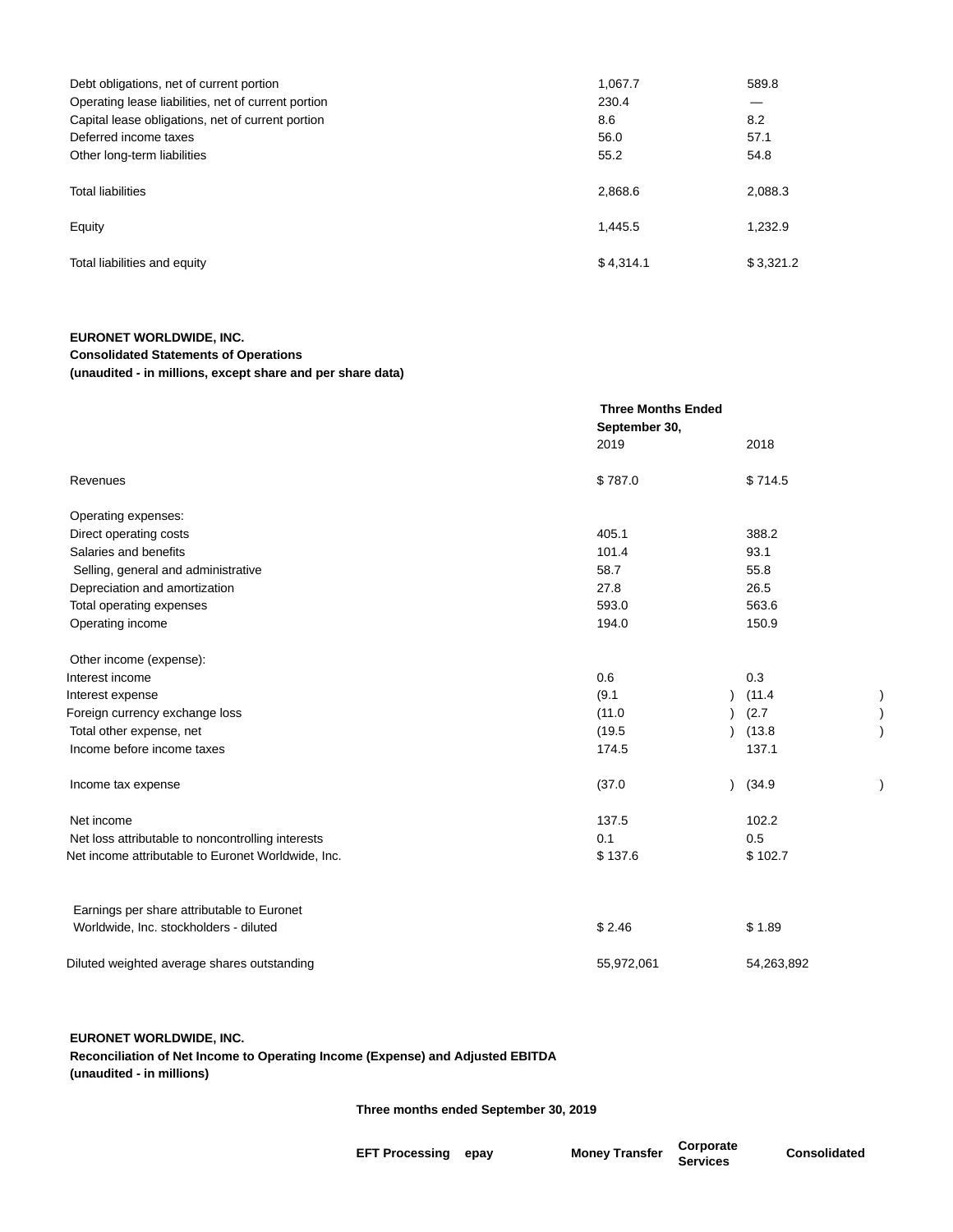| | | |
|---|---|---|
| Debt obligations, net of current portion | 1,067.7 | 589.8 |
| Operating lease liabilities, net of current portion | 230.4 | — |
| Capital lease obligations, net of current portion | 8.6 | 8.2 |
| Deferred income taxes | 56.0 | 57.1 |
| Other long-term liabilities | 55.2 | 54.8 |
| Total liabilities | 2,868.6 | 2,088.3 |
| Equity | 1,445.5 | 1,232.9 |
| Total liabilities and equity | $ 4,314.1 | $ 3,321.2 |

**EURONET WORLDWIDE, INC.**
**Consolidated Statements of Operations**
**(unaudited - in millions, except share and per share data)**

| | Three Months Ended September 30, 2019 | 2018 |
|---|---|---|
| Revenues | $ 787.0 | $ 714.5 |
| Operating expenses: | | |
| Direct operating costs | 405.1 | 388.2 |
| Salaries and benefits | 101.4 | 93.1 |
| Selling, general and administrative | 58.7 | 55.8 |
| Depreciation and amortization | 27.8 | 26.5 |
| Total operating expenses | 593.0 | 563.6 |
| Operating income | 194.0 | 150.9 |
| Other income (expense): | | |
| Interest income | 0.6 | 0.3 |
| Interest expense | (9.1) | (11.4) |
| Foreign currency exchange loss | (11.0) | (2.7) |
| Total other expense, net | (19.5) | (13.8) |
| Income before income taxes | 174.5 | 137.1 |
| Income tax expense | (37.0) | (34.9) |
| Net income | 137.5 | 102.2 |
| Net loss attributable to noncontrolling interests | 0.1 | 0.5 |
| Net income attributable to Euronet Worldwide, Inc. | $ 137.6 | $ 102.7 |
| Earnings per share attributable to Euronet Worldwide, Inc. stockholders - diluted | $ 2.46 | $ 1.89 |
| Diluted weighted average shares outstanding | 55,972,061 | 54,263,892 |

**EURONET WORLDWIDE, INC.**
**Reconciliation of Net Income to Operating Income (Expense) and Adjusted EBITDA**
**(unaudited - in millions)**

**Three months ended September 30, 2019**

| EFT Processing | epay | Money Transfer | Corporate Services | Consolidated |
|---|---|---|---|---|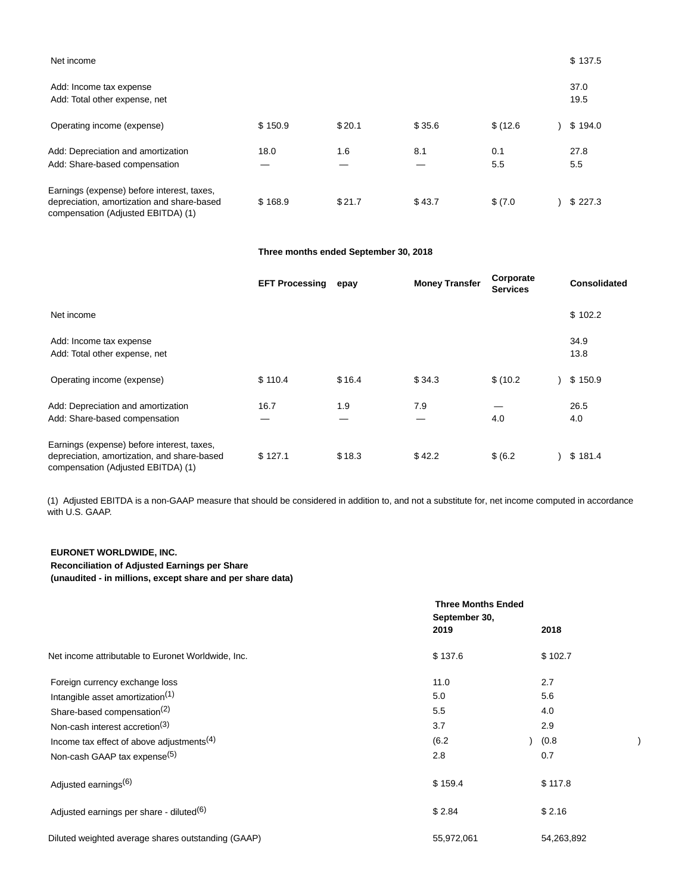| | EFT Processing | epay | Money Transfer | Corporate Services | Consolidated |
|---|---|---|---|---|---|
| Net income | | | | | $ 137.5 |
| Add: Income tax expense | | | | | 37.0 |
| Add: Total other expense, net | | | | | 19.5 |
| Operating income (expense) | $ 150.9 | $ 20.1 | $ 35.6 | $ (12.6) | $ 194.0 |
| Add: Depreciation and amortization | 18.0 | 1.6 | 8.1 | 0.1 | 27.8 |
| Add: Share-based compensation | — | — | — | 5.5 | 5.5 |
| Earnings (expense) before interest, taxes, depreciation, amortization and share-based compensation (Adjusted EBITDA) (1) | $ 168.9 | $ 21.7 | $ 43.7 | $ (7.0) | $ 227.3 |

**Three months ended September 30, 2018**

| | EFT Processing | epay | Money Transfer | Corporate Services | Consolidated |
|---|---|---|---|---|---|
| Net income | | | | | $ 102.2 |
| Add: Income tax expense | | | | | 34.9 |
| Add: Total other expense, net | | | | | 13.8 |
| Operating income (expense) | $ 110.4 | $ 16.4 | $ 34.3 | $ (10.2) | $ 150.9 |
| Add: Depreciation and amortization | 16.7 | 1.9 | 7.9 | — | 26.5 |
| Add: Share-based compensation | — | — | — | 4.0 | 4.0 |
| Earnings (expense) before interest, taxes, depreciation, amortization and share-based compensation (Adjusted EBITDA) (1) | $ 127.1 | $ 18.3 | $ 42.2 | $ (6.2) | $ 181.4 |

(1) Adjusted EBITDA is a non-GAAP measure that should be considered in addition to, and not a substitute for, net income computed in accordance with U.S. GAAP.

**EURONET WORLDWIDE, INC.**
**Reconciliation of Adjusted Earnings per Share**
**(unaudited - in millions, except share and per share data)**

| | Three Months Ended September 30, 2019 | 2018 |
|---|---|---|
| Net income attributable to Euronet Worldwide, Inc. | $ 137.6 | $ 102.7 |
| Foreign currency exchange loss | 11.0 | 2.7 |
| Intangible asset amortization[(1)] | 5.0 | 5.6 |
| Share-based compensation[(2)] | 5.5 | 4.0 |
| Non-cash interest accretion[(3)] | 3.7 | 2.9 |
| Income tax effect of above adjustments[(4)] | (6.2) | (0.8) |
| Non-cash GAAP tax expense[(5)] | 2.8 | 0.7 |
| Adjusted earnings[(6)] | $ 159.4 | $ 117.8 |
| Adjusted earnings per share - diluted[(6)] | $ 2.84 | $ 2.16 |
| Diluted weighted average shares outstanding (GAAP) | 55,972,061 | 54,263,892 |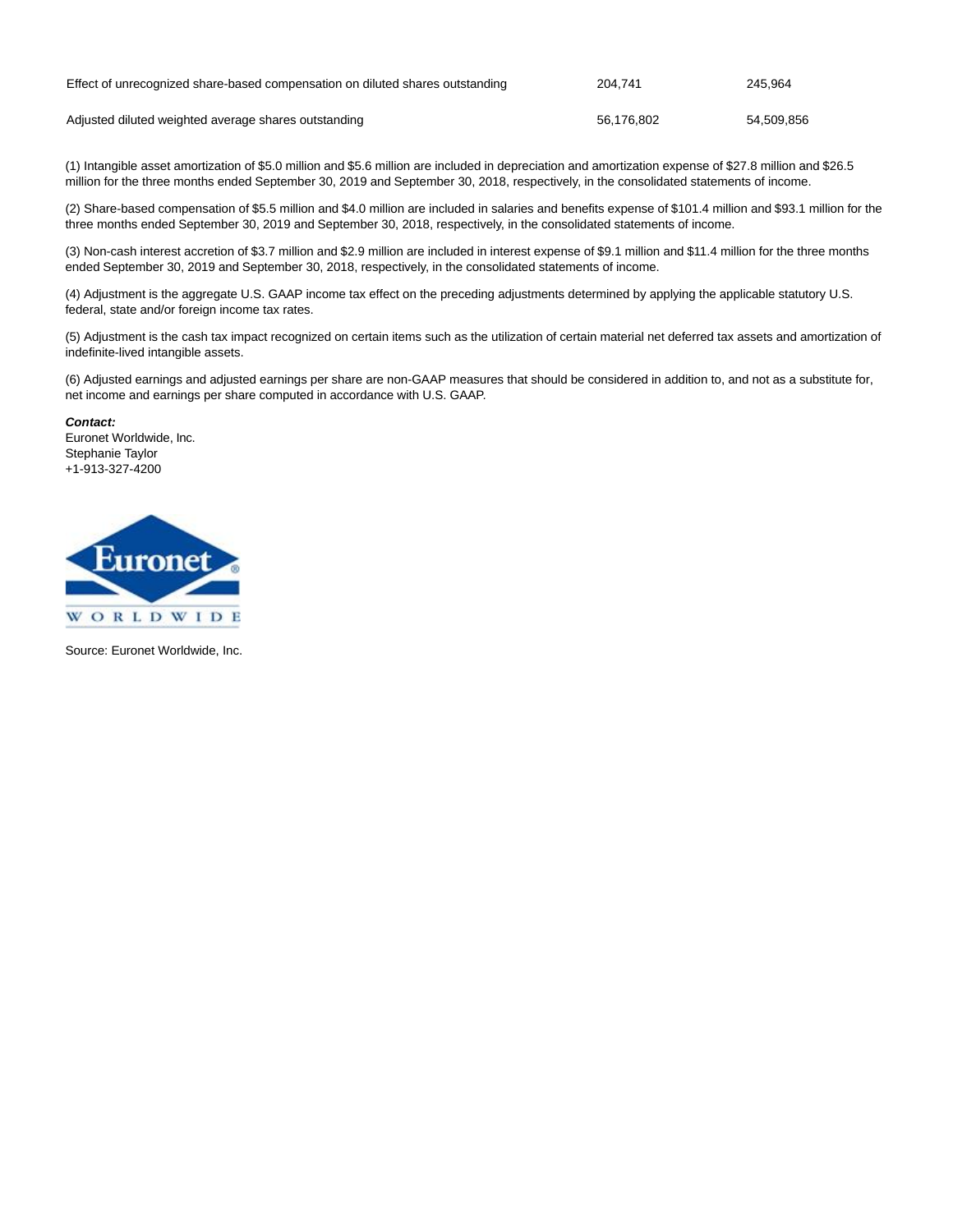| | | |
|---|---|---|
| Effect of unrecognized share-based compensation on diluted shares outstanding | 204,741 | 245,964 |
| Adjusted diluted weighted average shares outstanding | 56,176,802 | 54,509,856 |

(1) Intangible asset amortization of $5.0 million and $5.6 million are included in depreciation and amortization expense of $27.8 million and $26.5 million for the three months ended September 30, 2019 and September 30, 2018, respectively, in the consolidated statements of income.

(2) Share-based compensation of $5.5 million and $4.0 million are included in salaries and benefits expense of $101.4 million and $93.1 million for the three months ended September 30, 2019 and September 30, 2018, respectively, in the consolidated statements of income.

(3) Non-cash interest accretion of $3.7 million and $2.9 million are included in interest expense of $9.1 million and $11.4 million for the three months ended September 30, 2019 and September 30, 2018, respectively, in the consolidated statements of income.

(4) Adjustment is the aggregate U.S. GAAP income tax effect on the preceding adjustments determined by applying the applicable statutory U.S. federal, state and/or foreign income tax rates.

(5) Adjustment is the cash tax impact recognized on certain items such as the utilization of certain material net deferred tax assets and amortization of indefinite-lived intangible assets.

(6) Adjusted earnings and adjusted earnings per share are non-GAAP measures that should be considered in addition to, and not as a substitute for, net income and earnings per share computed in accordance with U.S. GAAP.

***Contact:***
Euronet Worldwide, Inc.
Stephanie Taylor
+1-913-327-4200

Euronet® WORLDWIDE

Source: Euronet Worldwide, Inc.